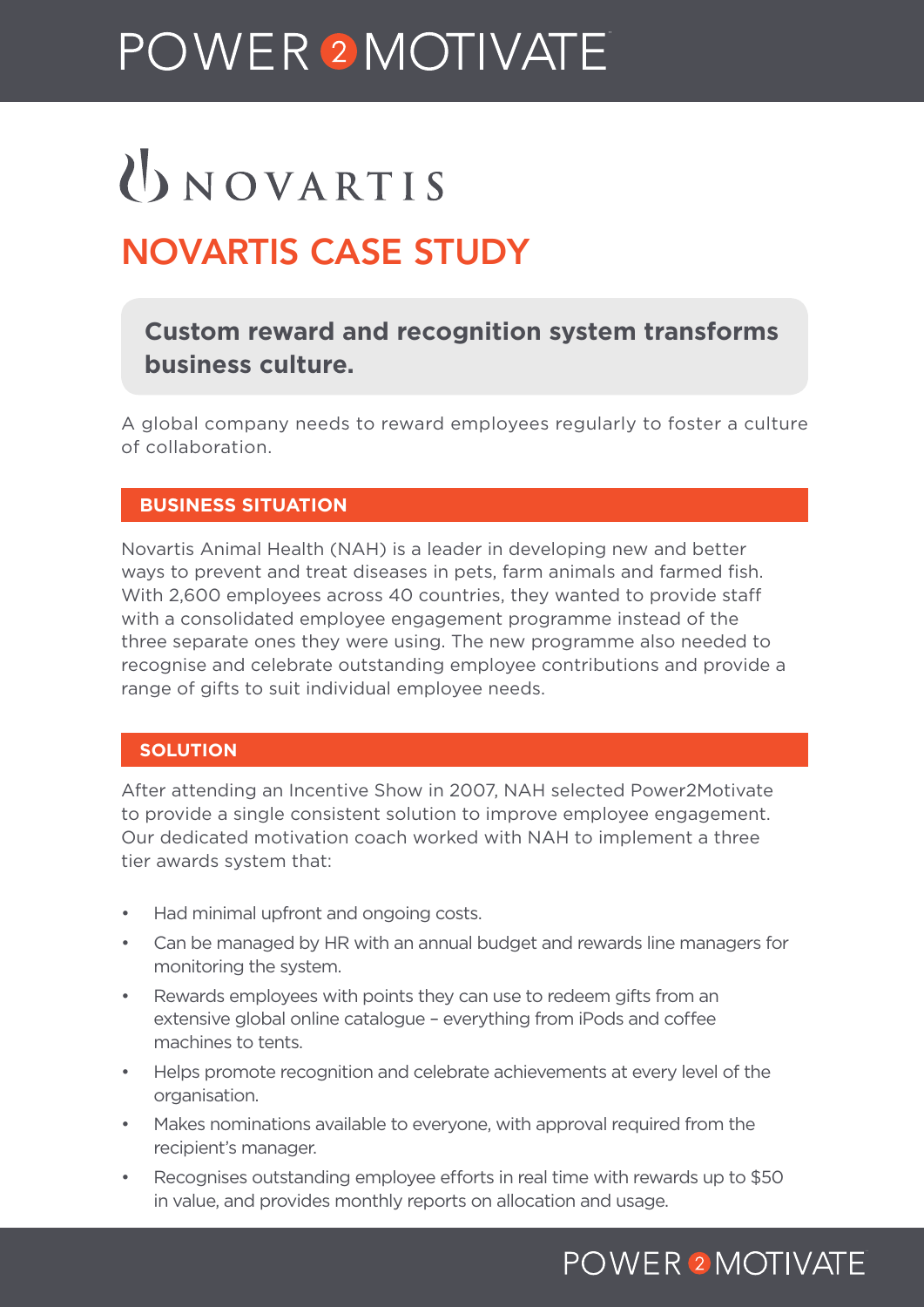NOVARTIS

# NOVARTIS CASE STUDY

**Custom reward and recognition system transforms business culture.**

A global company needs to reward employees regularly to foster a culture of collaboration.

## BUSINESS SITUATION

Novartis Animal Health (NAH) is a leader in developing new and better ways to prevent and treat diseases in pets, farm animals and farmed fish. With 2,600 employees across 40 countries, they wanted to provide staff with a consolidated employee engagement programme instead of the three separate ones they were using. The new programme also needed to recognise and celebrate outstanding employee contributions and provide a range of gifts to suit individual employee needs.

## SOLUTION

After attending an Incentive Show in 2007, NAH selected Power2Motivate to provide a single consistent solution to improve employee engagement. Our dedicated motivation coach worked with NAH to implement a three tier awards system that:

- Had minimal upfront and ongoing costs.
- Can be managed by HR with an annual budget and rewards line managers for monitoring the system.
- Rewards employees with points they can use to redeem gifts from an extensive global online catalogue – everything from iPods and coffee machines to tents.
- Helps promote recognition and celebrate achievements at every level of the organisation.
- Makes nominations available to everyone, with approval required from the recipient's manager.
- Recognises outstanding employee efforts in real time with rewards up to $50 in value, and provides monthly reports on allocation and usage.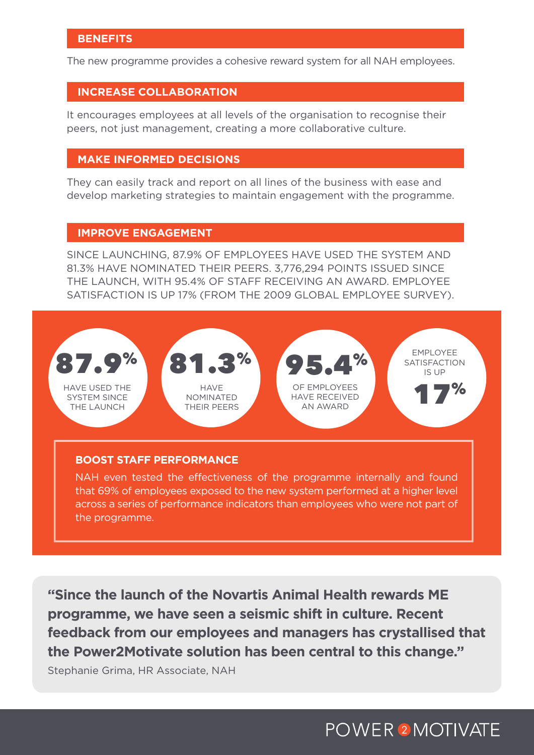## BENEFITS

The new programme provides a cohesive reward system for all NAH employees.

## INCREASE COLLABORATION

It encourages employees at all levels of the organisation to recognise their peers, not just management, creating a more collaborative culture.

## MAKE INFORMED DECISIONS

They can easily track and report on all lines of the business with ease and develop marketing strategies to maintain engagement with the programme.

## IMPROVE ENGAGEMENT

SINCE LAUNCHING, 87.9% OF EMPLOYEES HAVE USED THE SYSTEM AND 81.3% HAVE NOMINATED THEIR PEERS. 3,776,294 POINTS ISSUED SINCE THE LAUNCH, WITH 95.4% OF STAFF RECEIVING AN AWARD. EMPLOYEE SATISFACTION IS UP 17% (FROM THE 2009 GLOBAL EMPLOYEE SURVEY).

**87.9%**
HAVE USED THE SYSTEM SINCE THE LAUNCH

**81.3%**
HAVE NOMINATED THEIR PEERS

**95.4%**
OF EMPLOYEES HAVE RECEIVED AN AWARD

EMPLOYEE SATISFACTION IS UP
**17%**

### BOOST STAFF PERFORMANCE

NAH even tested the effectiveness of the programme internally and found that 69% of employees exposed to the new system performed at a higher level across a series of performance indicators than employees who were not part of the programme.

**"Since the launch of the Novartis Animal Health rewards ME programme, we have seen a seismic shift in culture. Recent feedback from our employees and managers has crystallised that the Power2Motivate solution has been central to this change."**

Stephanie Grima, HR Associate, NAH

POWER 2 MOTIVATE